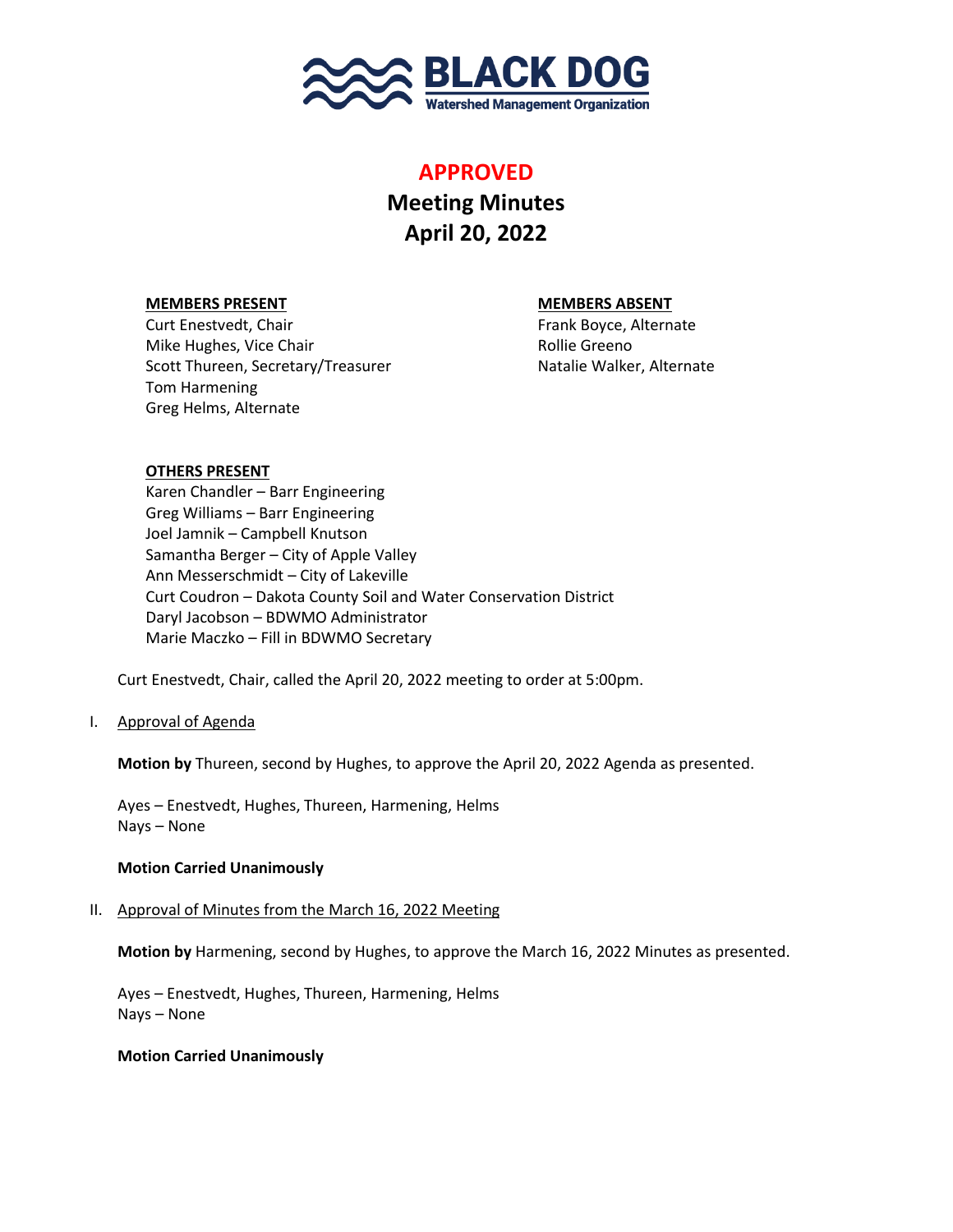**BLACK DOG**
Watershed Management Organization

# APPROVED

## Meeting Minutes
## April 20, 2022

**MEMBERS PRESENT**
Curt Enestvedt, Chair
Mike Hughes, Vice Chair
Scott Threen, Secretary/Treasurer
Tom Harmening
Greg Helms, Alternate

**MEMBERS ABSENT**
Frank Boyce, Alternate
Rollie Greeno
Natalie Walker, Alternate

**OTHERS PRESENT**
Karen Chandler – Barr Engineering
Greg Williams – Barr Engineering
Joel Jamnik – Campbell Knutson
Samantha Berger – City of Apple Valley
Ann Messerschmidt – City of Lakeville
Curt Coudron – Dakota County Soil and Water Conservation District
Daryl Jacobson – BDWMO Administrator
Marie Maczko – Fill in BDWMO Secretary

Curt Enestvedt, Chair, called the April 20, 2022 meeting to order at 5:00pm.

I. Approval of Agenda

**Motion by** Thureen, second by Hughes, to approve the April 20, 2022 Agenda as presented.

Ayes – Enestvedt, Hughes, Thureen, Harmening, Helms
Nays – None

**Motion Carried Unanimously**

II. Approval of Minutes from the March 16, 2022 Meeting

**Motion by** Harmening, second by Hughes, to approve the March 16, 2022 Minutes as presented.

Ayes – Enestvedt, Hughes, Thureen, Harmening, Helms
Nays – None

**Motion Carried Unanimously**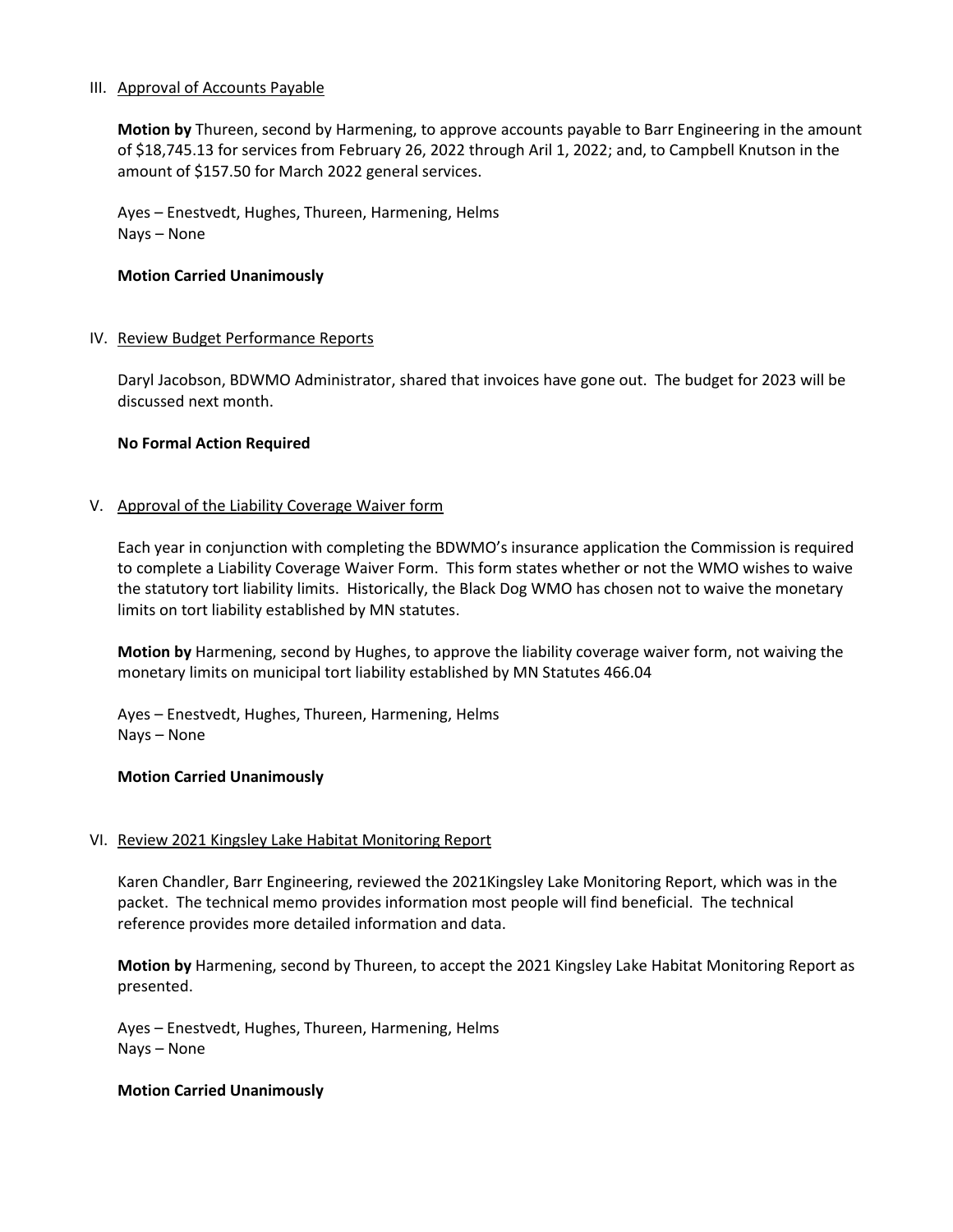III. Approval of Accounts Payable

**Motion by** Thureen, second by Harmening, to approve accounts payable to Barr Engineering in the amount of $18,745.13 for services from February 26, 2022 through Aril 1, 2022; and, to Campbell Knutson in the amount of $157.50 for March 2022 general services.

Ayes – Enestvedt, Hughes, Thureen, Harmening, Helms
Nays – None

**Motion Carried Unanimously**

IV. Review Budget Performance Reports

Daryl Jacobson, BDWMO Administrator, shared that invoices have gone out. The budget for 2023 will be discussed next month.

**No Formal Action Required**

V. Approval of the Liability Coverage Waiver form

Each year in conjunction with completing the BDWMO's insurance application the Commission is required to complete a Liability Coverage Waiver Form. This form states whether or not the WMO wishes to waive the statutory tort liability limits. Historically, the Black Dog WMO has chosen not to waive the monetary limits on tort liability established by MN statutes.

**Motion by** Harmening, second by Hughes, to approve the liability coverage waiver form, not waiving the monetary limits on municipal tort liability established by MN Statutes 466.04

Ayes – Enestvedt, Hughes, Thureen, Harmening, Helms
Nays – None

**Motion Carried Unanimously**

VI. Review 2021 Kingsley Lake Habitat Monitoring Report

Karen Chandler, Barr Engineering, reviewed the 2021Kingsley Lake Monitoring Report, which was in the packet. The technical memo provides information most people will find beneficial. The technical reference provides more detailed information and data.

**Motion by** Harmening, second by Thureen, to accept the 2021 Kingsley Lake Habitat Monitoring Report as presented.

Ayes – Enestvedt, Hughes, Thureen, Harmening, Helms
Nays – None

**Motion Carried Unanimously**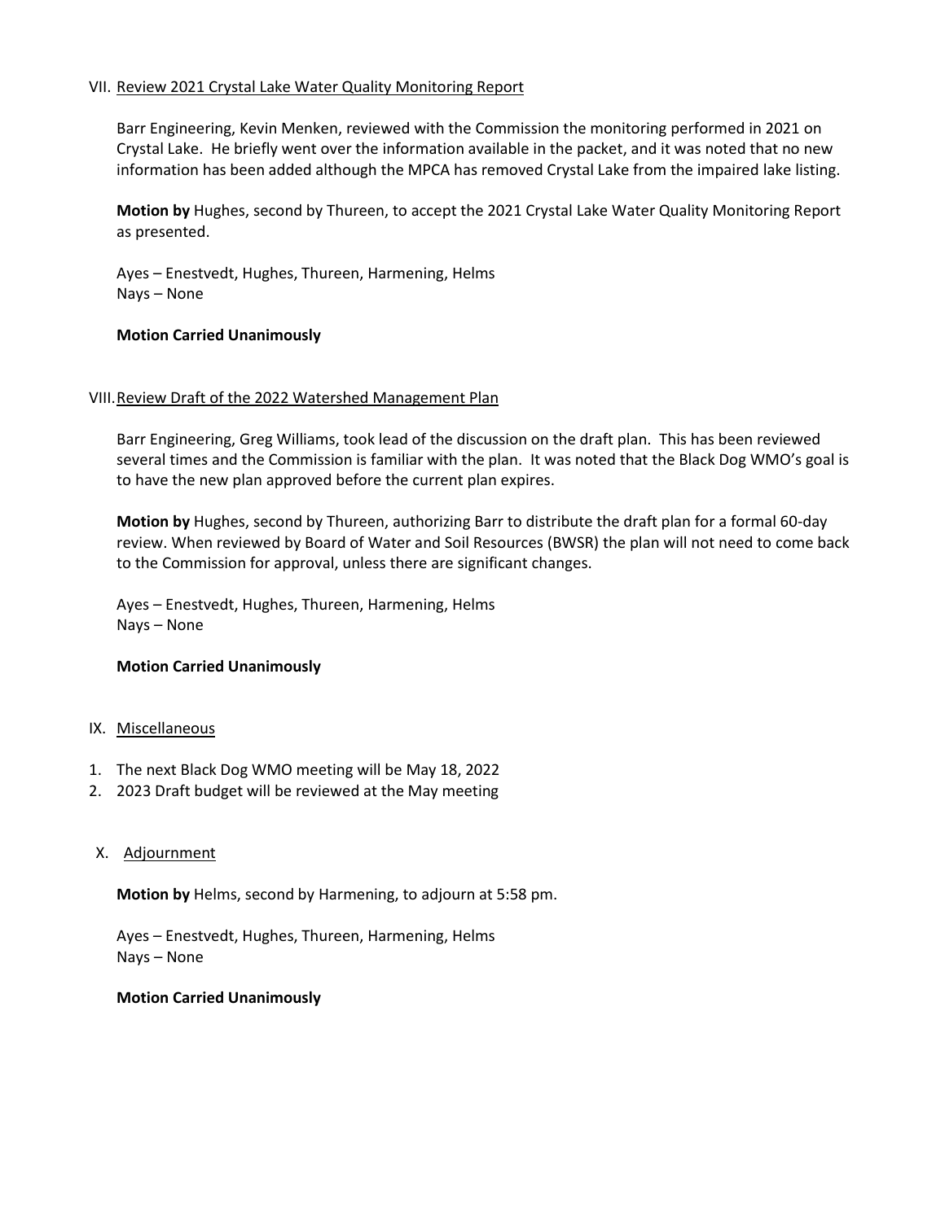VII. Review 2021 Crystal Lake Water Quality Monitoring Report

Barr Engineering, Kevin Menken, reviewed with the Commission the monitoring performed in 2021 on Crystal Lake. He briefly went over the information available in the packet, and it was noted that no new information has been added although the MPCA has removed Crystal Lake from the impaired lake listing.

**Motion by** Hughes, second by Thureen, to accept the 2021 Crystal Lake Water Quality Monitoring Report as presented.

Ayes – Enestvedt, Hughes, Thureen, Harmening, Helms
Nays – None

**Motion Carried Unanimously**

VIII. Review Draft of the 2022 Watershed Management Plan

Barr Engineering, Greg Williams, took lead of the discussion on the draft plan. This has been reviewed several times and the Commission is familiar with the plan. It was noted that the Black Dog WMO's goal is to have the new plan approved before the current plan expires.

**Motion by** Hughes, second by Thureen, authorizing Barr to distribute the draft plan for a formal 60-day review. When reviewed by Board of Water and Soil Resources (BWSR) the plan will not need to come back to the Commission for approval, unless there are significant changes.

Ayes – Enestvedt, Hughes, Thureen, Harmening, Helms
Nays – None

**Motion Carried Unanimously**

IX. Miscellaneous

1. The next Black Dog WMO meeting will be May 18, 2022
2. 2023 Draft budget will be reviewed at the May meeting

X. Adjournment

**Motion by** Helms, second by Harmening, to adjourn at 5:58 pm.

Ayes – Enestvedt, Hughes, Thureen, Harmening, Helms
Nays – None

**Motion Carried Unanimously**